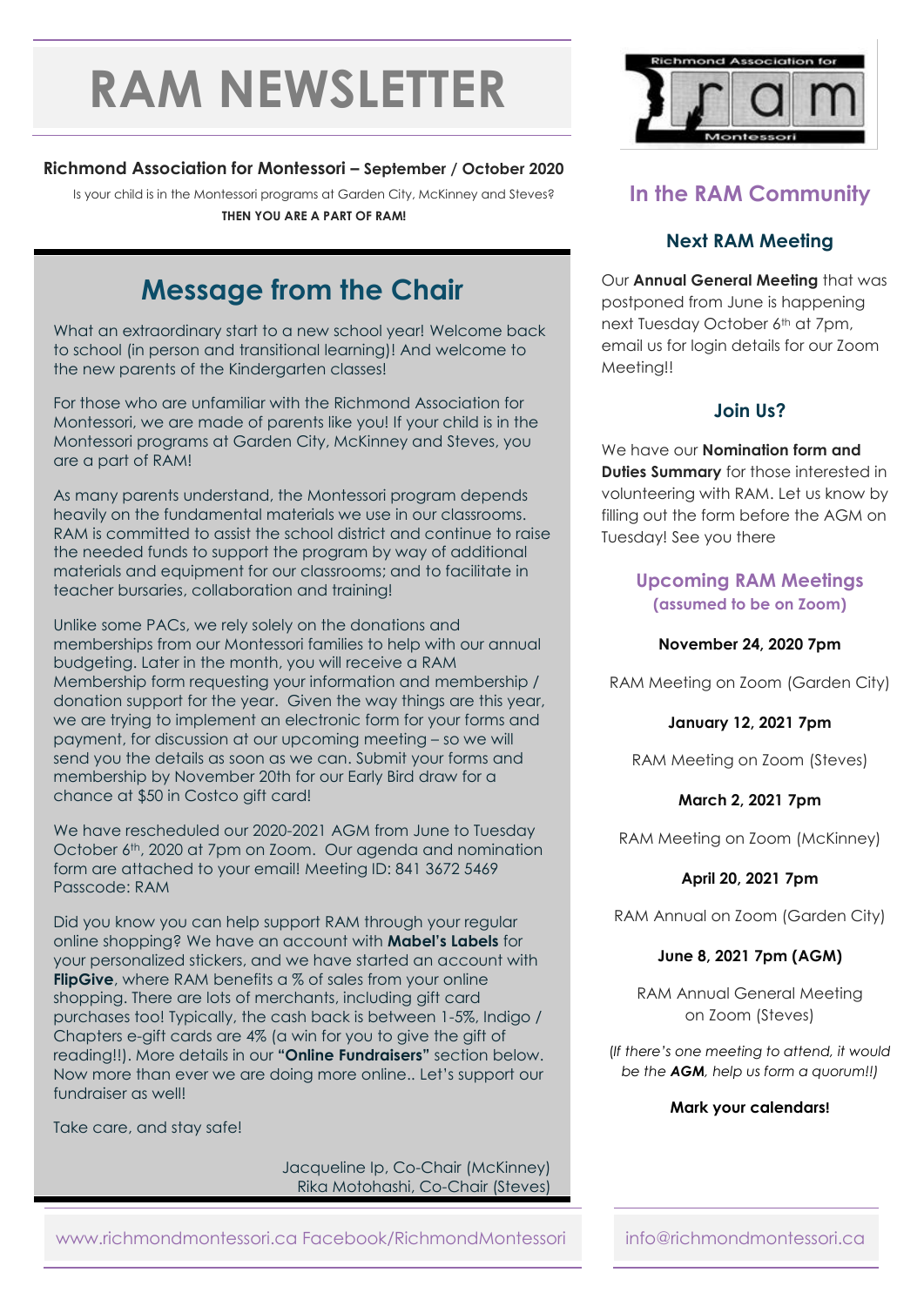# RAM NEWSLETTER

**Richmond Association for Montessori – September / October 2020**

Is your child is in the Montessori programs at Garden City, McKinney and Steves?

**THEN YOU ARE A PART OF RAM!**

## Message from the Chair

What an extraordinary start to a new school year! Welcome back to school (in person and transitional learning)! And welcome to the new parents of the Kindergarten classes!

For those who are unfamiliar with the Richmond Association for Montessori, we are made of parents like you! If your child is in the Montessori programs at Garden City, McKinney and Steves, you are a part of RAM!

As many parents understand, the Montessori program depends heavily on the fundamental materials we use in our classrooms. RAM is committed to assist the school district and continue to raise the needed funds to support the program by way of additional materials and equipment for our classrooms; and to facilitate in teacher bursaries, collaboration and training!

Unlike some PACs, we rely solely on the donations and memberships from our Montessori families to help with our annual budgeting. Later in the month, you will receive a RAM Membership form requesting your information and membership / donation support for the year. Given the way things are this year, we are trying to implement an electronic form for your forms and payment, for discussion at our upcoming meeting – so we will send you the details as soon as we can. Submit your forms and membership by November 20th for our Early Bird draw for a chance at $50 in Costco gift card!

We have rescheduled our 2020-2021 AGM from June to Tuesday October 6th, 2020 at 7pm on Zoom. Our agenda and nomination form are attached to your email! Meeting ID: 841 3672 5469 Passcode: RAM

Did you know you can help support RAM through your regular online shopping? We have an account with **Mabel's Labels** for your personalized stickers, and we have started an account with **FlipGive**, where RAM benefits a % of sales from your online shopping. There are lots of merchants, including gift card purchases too! Typically, the cash back is between 1-5%, Indigo / Chapters e-gift cards are 4% (a win for you to give the gift of reading!!). More details in our **"Online Fundraisers"** section below. Now more than ever we are doing more online.. Let's support our fundraiser as well!

Take care, and stay safe!

Jacqueline Ip, Co-Chair (McKinney)
Rika Motohashi, Co-Chair (Steves)

## In the RAM Community

### Next RAM Meeting

Our **Annual General Meeting** that was postponed from June is happening next Tuesday October 6th at 7pm, email us for login details for our Zoom Meeting!!

### Join Us?

We have our **Nomination form and Duties Summary** for those interested in volunteering with RAM. Let us know by filling out the form before the AGM on Tuesday! See you there

### Upcoming RAM Meetings
**(assumed to be on Zoom)**

**November 24, 2020 7pm**

RAM Meeting on Zoom (Garden City)

**January 12, 2021 7pm**

RAM Meeting on Zoom (Steves)

**March 2, 2021 7pm**

RAM Meeting on Zoom (McKinney)

**April 20, 2021 7pm**

RAM Annual on Zoom (Garden City)

**June 8, 2021 7pm (AGM)**

RAM Annual General Meeting on Zoom (Steves)

*(If there's one meeting to attend, it would be the **AGM**, help us form a quorum!!)*

**Mark your calendars!**

www.richmondmontessori.ca Facebook/RichmondMontessori

info@richmondmontessori.ca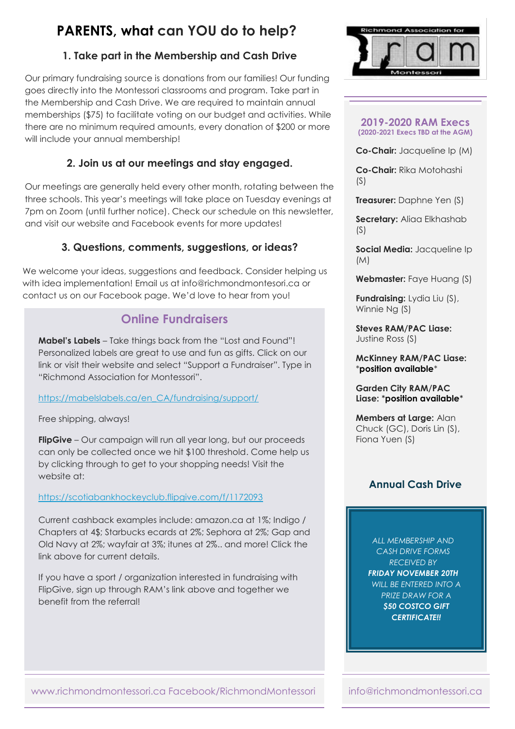# PARENTS, what can YOU do to help?

### 1. Take part in the Membership and Cash Drive

Our primary fundraising source is donations from our families! Our funding goes directly into the Montessori classrooms and program. Take part in the Membership and Cash Drive. We are required to maintain annual memberships ($75) to facilitate voting on our budget and activities. While there are no minimum required amounts, every donation of $200 or more will include your annual membership!

### 2. Join us at our meetings and stay engaged.

Our meetings are generally held every other month, rotating between the three schools. This year's meetings will take place on Tuesday evenings at 7pm on Zoom (until further notice). Check our schedule on this newsletter, and visit our website and Facebook events for more updates!

### 3. Questions, comments, suggestions, or ideas?

We welcome your ideas, suggestions and feedback. Consider helping us with idea implementation! Email us at info@richmondmontesori.ca or contact us on our Facebook page. We'd love to hear from you!

## Online Fundraisers

**Mabel's Labels** – Take things back from the "Lost and Found"! Personalized labels are great to use and fun as gifts. Click on our link or visit their website and select "Support a Fundraiser". Type in "Richmond Association for Montessori".

https://mabelslabels.ca/en_CA/fundraising/support/

Free shipping, always!

**FlipGive** – Our campaign will run all year long, but our proceeds can only be collected once we hit $100 threshold. Come help us by clicking through to get to your shopping needs! Visit the website at:

https://scotiabankhockeyclub.flipgive.com/f/1172093

Current cashback examples include: amazon.ca at 1%; Indigo / Chapters at 4$; Starbucks ecards at 2%; Sephora at 2%; Gap and Old Navy at 2%; wayfair at 3%; itunes at 2%.. and more! Click the link above for current details.

If you have a sport / organization interested in fundraising with FlipGive, sign up through RAM's link above and together we benefit from the referral!

Richmond Association for ram Montessori

## 2019-2020 RAM Execs

**(2020-2021 Execs TBD at the AGM)**

**Co-Chair:** Jacqueline Ip (M)

**Co-Chair:** Rika Motohashi (S)

**Treasurer:** Daphne Yen (S)

**Secretary:** Aliaa Elkhashab (S)

**Social Media:** Jacqueline Ip (M)

**Webmaster:** Faye Huang (S)

**Fundraising:** Lydia Liu (S), Winnie Ng (S)

**Steves RAM/PAC Liase:** Justine Ross (S)

**McKinney RAM/PAC Liase:** ***position available***

**Garden City RAM/PAC Liase:** ***position available***

**Members at Large:** Alan Chuck (GC), Doris Lin (S), Fiona Yuen (S)

## Annual Cash Drive

*ALL MEMBERSHIP AND CASH DRIVE FORMS RECEIVED BY* ***FRIDAY NOVEMBER 20TH*** *WILL BE ENTERED INTO A PRIZE DRAW FOR A* ***$50 COSTCO GIFT CERTIFICATE!!***

www.richmondmontessori.ca Facebook/RichmondMontessori

info@richmondmontessori.ca